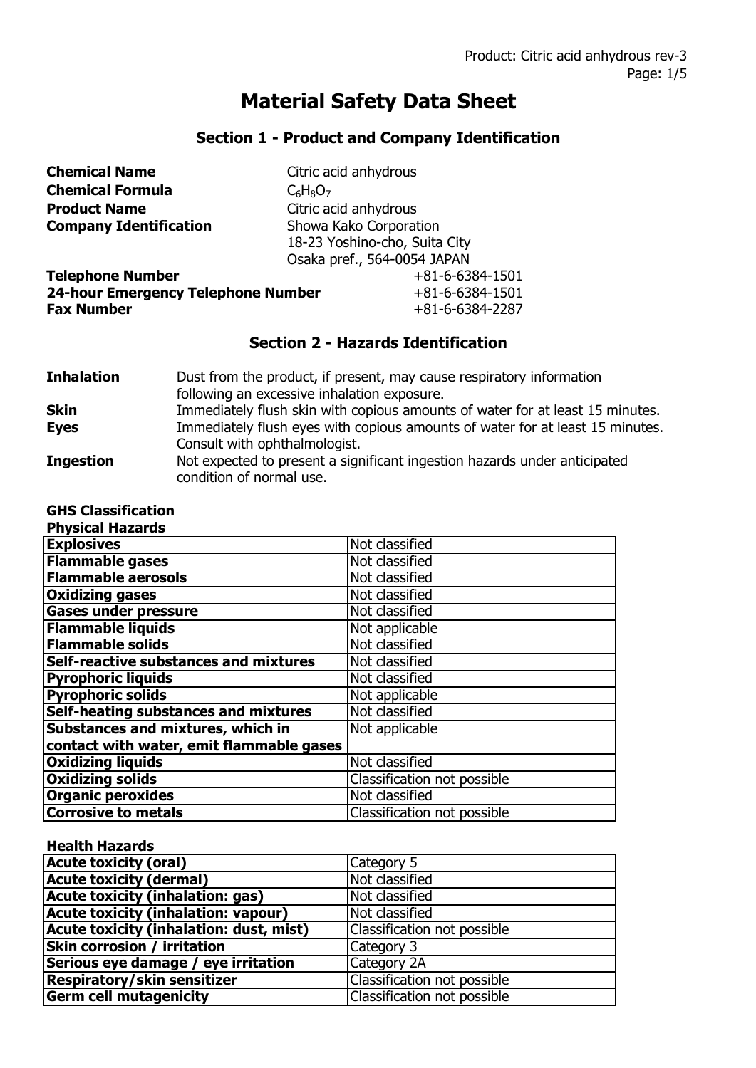# Material Safety Data Sheet

## Section 1 - Product and Company Identification

**Chemical Name** Citric acid anhydrous
**Chemical Formula** $C_6H_8O_7$
**Product Name** Citric acid anhydrous
**Company Identification** Showa Kako Corporation
18-23 Yoshino-cho, Suita City
Osaka pref., 564-0054 JAPAN
**Telephone Number** +81-6-6384-1501
**24-hour Emergency Telephone Number** +81-6-6384-1501
**Fax Number** +81-6-6384-2287

## Section 2 - Hazards Identification

**Inhalation** Dust from the product, if present, may cause respiratory information following an excessive inhalation exposure.
**Skin** Immediately flush skin with copious amounts of water for at least 15 minutes.
**Eyes** Immediately flush eyes with copious amounts of water for at least 15 minutes. Consult with ophthalmologist.
**Ingestion** Not expected to present a significant ingestion hazards under anticipated condition of normal use.

### GHS Classification

**Physical Hazards**

| | |
|---|---|
| **Explosives** | Not classified |
| **Flammable gases** | Not classified |
| **Flammable aerosols** | Not classified |
| **Oxidizing gases** | Not classified |
| **Gases under pressure** | Not classified |
| **Flammable liquids** | Not applicable |
| **Flammable solids** | Not classified |
| **Self-reactive substances and mixtures** | Not classified |
| **Pyrophoric liquids** | Not classified |
| **Pyrophoric solids** | Not applicable |
| **Self-heating substances and mixtures** | Not classified |
| **Substances and mixtures, which in contact with water, emit flammable gases** | Not applicable |
| **Oxidizing liquids** | Not classified |
| **Oxidizing solids** | Classification not possible |
| **Organic peroxides** | Not classified |
| **Corrosive to metals** | Classification not possible |

**Health Hazards**

| | |
|---|---|
| **Acute toxicity (oral)** | Category 5 |
| **Acute toxicity (dermal)** | Not classified |
| **Acute toxicity (inhalation: gas)** | Not classified |
| **Acute toxicity (inhalation: vapour)** | Not classified |
| **Acute toxicity (inhalation: dust, mist)** | Classification not possible |
| **Skin corrosion / irritation** | Category 3 |
| **Serious eye damage / eye irritation** | Category 2A |
| **Respiratory/skin sensitizer** | Classification not possible |
| **Germ cell mutagenicity** | Classification not possible |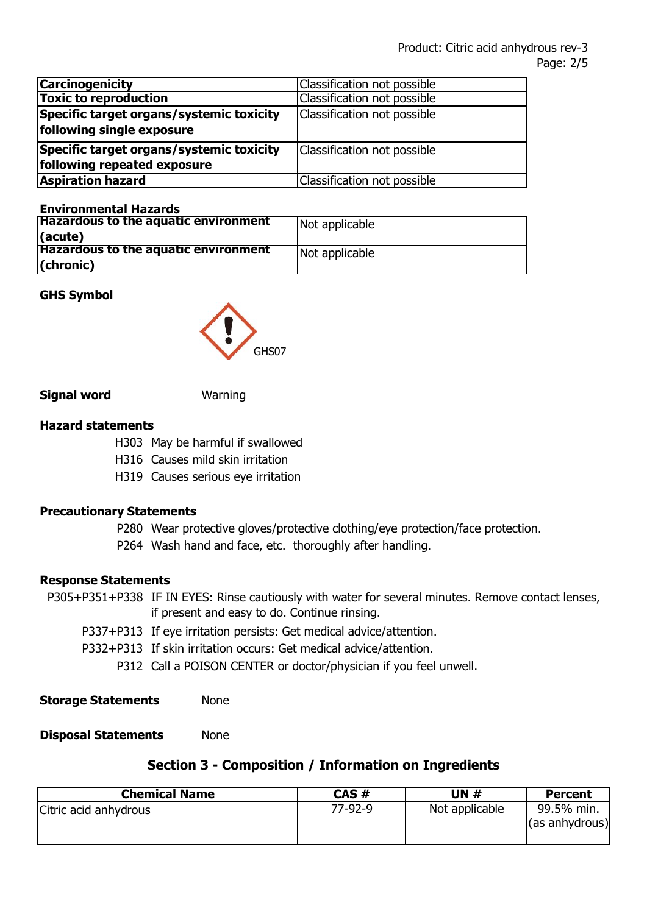| Carcinogenicity | Classification not possible |
|---|---|
| Toxic to reproduction | Classification not possible |
| Specific target organs/systemic toxicity following single exposure | Classification not possible |
| Specific target organs/systemic toxicity following repeated exposure | Classification not possible |
| Aspiration hazard | Classification not possible |

**Environmental Hazards**

| Hazardous to the aquatic environment (acute) | Not applicable |
|---|---|
| Hazardous to the aquatic environment (chronic) | Not applicable |

**GHS Symbol**

GHS07

**Signal word** Warning

**Hazard statements**

H303 May be harmful if swallowed
H316 Causes mild skin irritation
H319 Causes serious eye irritation

**Precautionary Statements**

P280 Wear protective gloves/protective clothing/eye protection/face protection.
P264 Wash hand and face, etc. thoroughly after handling.

**Response Statements**

P305+P351+P338 IF IN EYES: Rinse cautiously with water for several minutes. Remove contact lenses, if present and easy to do. Continue rinsing.
P337+P313 If eye irritation persists: Get medical advice/attention.
P332+P313 If skin irritation occurs: Get medical advice/attention.
P312 Call a POISON CENTER or doctor/physician if you feel unwell.

**Storage Statements** None

**Disposal Statements** None

## Section 3 - Composition / Information on Ingredients

| Chemical Name | CAS # | UN # | Percent |
|---|---|---|---|
| Citric acid anhydrous | 77-92-9 | Not applicable | 99.5% min. (as anhydrous) |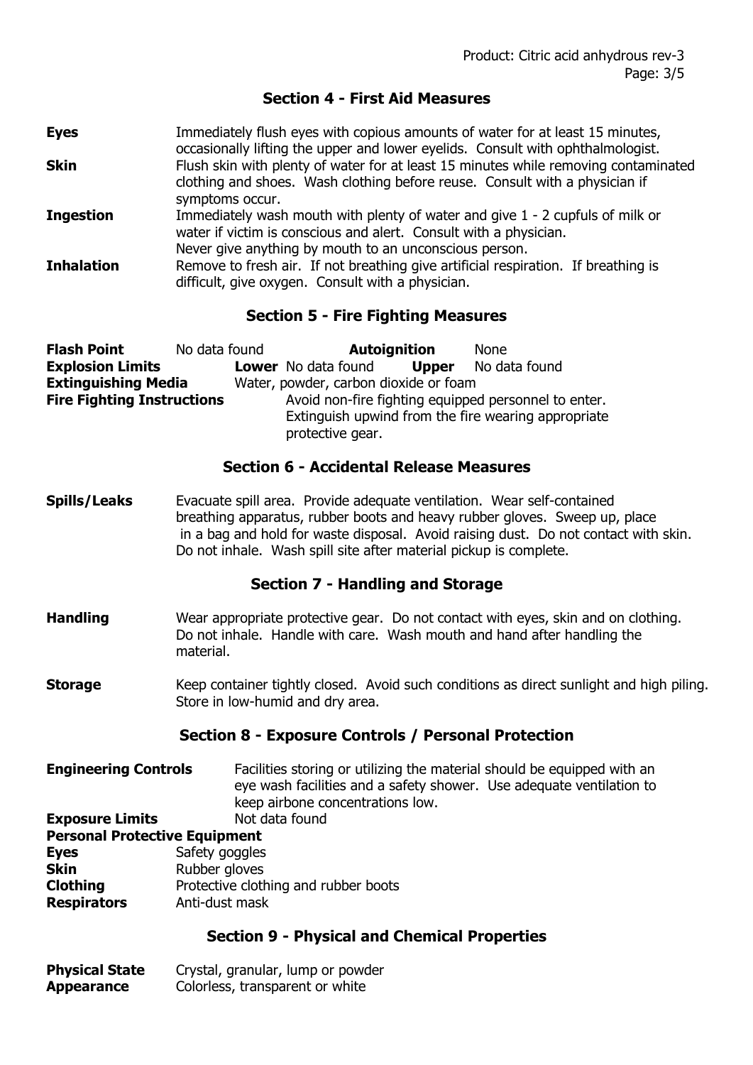## Section 4 - First Aid Measures

**Eyes** Immediately flush eyes with copious amounts of water for at least 15 minutes, occasionally lifting the upper and lower eyelids. Consult with ophthalmologist.

**Skin** Flush skin with plenty of water for at least 15 minutes while removing contaminated clothing and shoes. Wash clothing before reuse. Consult with a physician if symptoms occur.

**Ingestion** Immediately wash mouth with plenty of water and give 1 - 2 cupfuls of milk or water if victim is conscious and alert. Consult with a physician. Never give anything by mouth to an unconscious person.

**Inhalation** Remove to fresh air. If not breathing give artificial respiration. If breathing is difficult, give oxygen. Consult with a physician.

## Section 5 - Fire Fighting Measures

**Flash Point** No data found **Autoignition** None

**Explosion Limits** **Lower** No data found **Upper** No data found

**Extinguishing Media** Water, powder, carbon dioxide or foam

**Fire Fighting Instructions** Avoid non-fire fighting equipped personnel to enter. Extinguish upwind from the fire wearing appropriate protective gear.

## Section 6 - Accidental Release Measures

**Spills/Leaks** Evacuate spill area. Provide adequate ventilation. Wear self-contained breathing apparatus, rubber boots and heavy rubber gloves. Sweep up, place in a bag and hold for waste disposal. Avoid raising dust. Do not contact with skin. Do not inhale. Wash spill site after material pickup is complete.

## Section 7 - Handling and Storage

**Handling** Wear appropriate protective gear. Do not contact with eyes, skin and on clothing. Do not inhale. Handle with care. Wash mouth and hand after handling the material.

**Storage** Keep container tightly closed. Avoid such conditions as direct sunlight and high piling. Store in low-humid and dry area.

## Section 8 - Exposure Controls / Personal Protection

**Engineering Controls** Facilities storing or utilizing the material should be equipped with an eye wash facilities and a safety shower. Use adequate ventilation to keep airbone concentrations low.

**Exposure Limits** Not data found

**Personal Protective Equipment**

**Eyes** Safety goggles

**Skin** Rubber gloves

**Clothing** Protective clothing and rubber boots

**Respirators** Anti-dust mask

## Section 9 - Physical and Chemical Properties

**Physical State** Crystal, granular, lump or powder

**Appearance** Colorless, transparent or white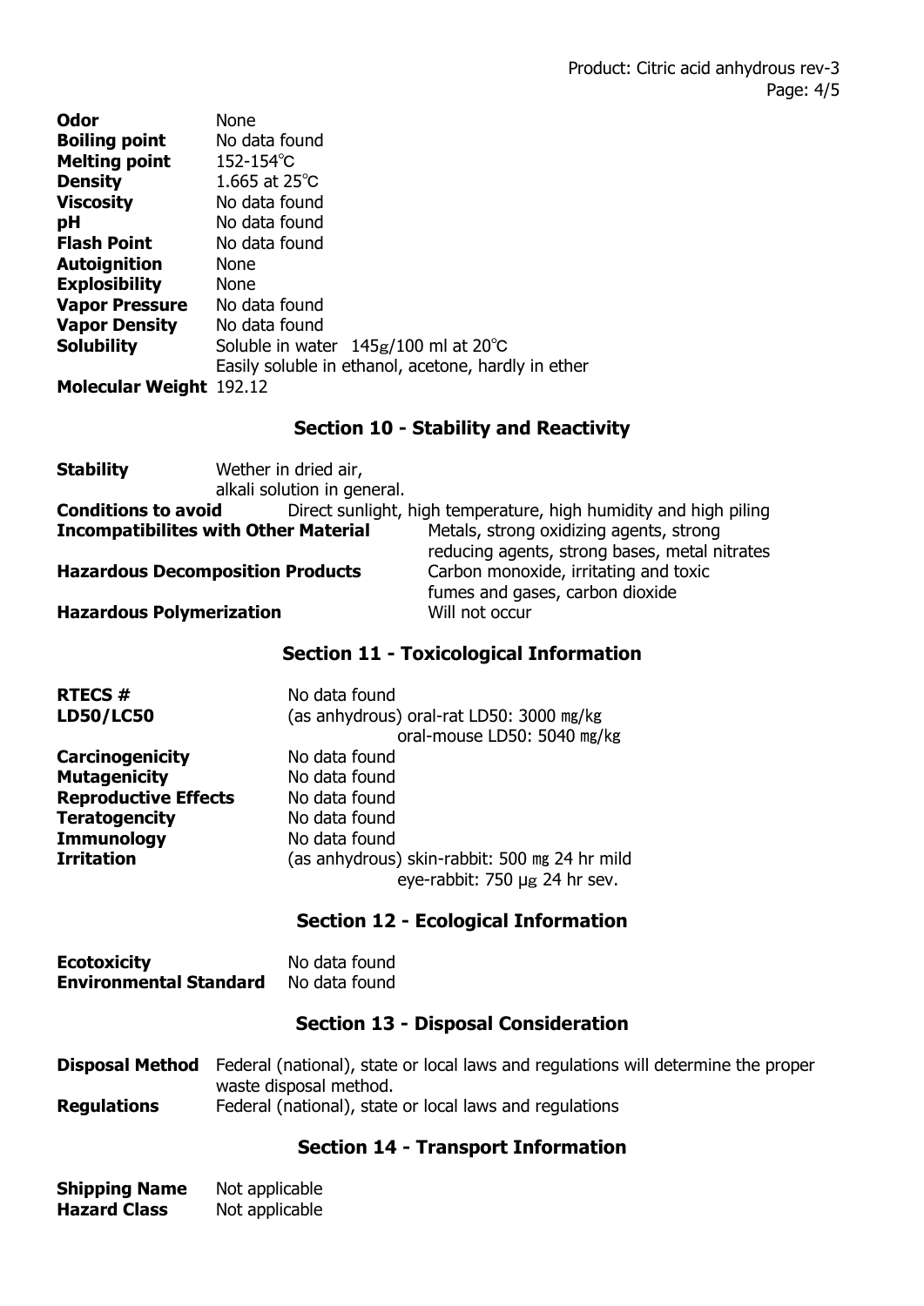| | |
|---|---|
| **Odor** | None |
| **Boiling point** | No data found |
| **Melting point** | 152-154℃ |
| **Density** | 1.665 at 25℃ |
| **Viscosity** | No data found |
| **pH** | No data found |
| **Flash Point** | No data found |
| **Autoignition** | None |
| **Explosibility** | None |
| **Vapor Pressure** | No data found |
| **Vapor Density** | No data found |
| **Solubility** | Soluble in water 145g/100 ml at 20℃<br>Easily soluble in ethanol, acetone, hardly in ether |
| **Molecular Weight** | 192.12 |

## Section 10 - Stability and Reactivity

| | |
|---|---|
| **Stability** | Wether in dried air,<br>alkali solution in general. |
| **Conditions to avoid** | Direct sunlight, high temperature, high humidity and high piling |
| **Incompatibilites with Other Material** | Metals, strong oxidizing agents, strong reducing agents, strong bases, metal nitrates |
| **Hazardous Decomposition Products** | Carbon monoxide, irritating and toxic fumes and gases, carbon dioxide |
| **Hazardous Polymerization** | Will not occur |

## Section 11 - Toxicological Information

| | |
|---|---|
| **RTECS #** | No data found |
| **LD50/LC50** | (as anhydrous) oral-rat LD50: 3000 ㎎/kg<br>oral-mouse LD50: 5040 ㎎/kg |
| **Carcinogenicity** | No data found |
| **Mutagenicity** | No data found |
| **Reproductive Effects** | No data found |
| **Teratogencity** | No data found |
| **Immunology** | No data found |
| **Irritation** | (as anhydrous) skin-rabbit: 500 ㎎ 24 hr mild<br>eye-rabbit: 750 ㎍ 24 hr sev. |

## Section 12 - Ecological Information

| | |
|---|---|
| **Ecotoxicity** | No data found |
| **Environmental Standard** | No data found |

## Section 13 - Disposal Consideration

| | |
|---|---|
| **Disposal Method** | Federal (national), state or local laws and regulations will determine the proper waste disposal method. |
| **Regulations** | Federal (national), state or local laws and regulations |

## Section 14 - Transport Information

| | |
|---|---|
| **Shipping Name** | Not applicable |
| **Hazard Class** | Not applicable |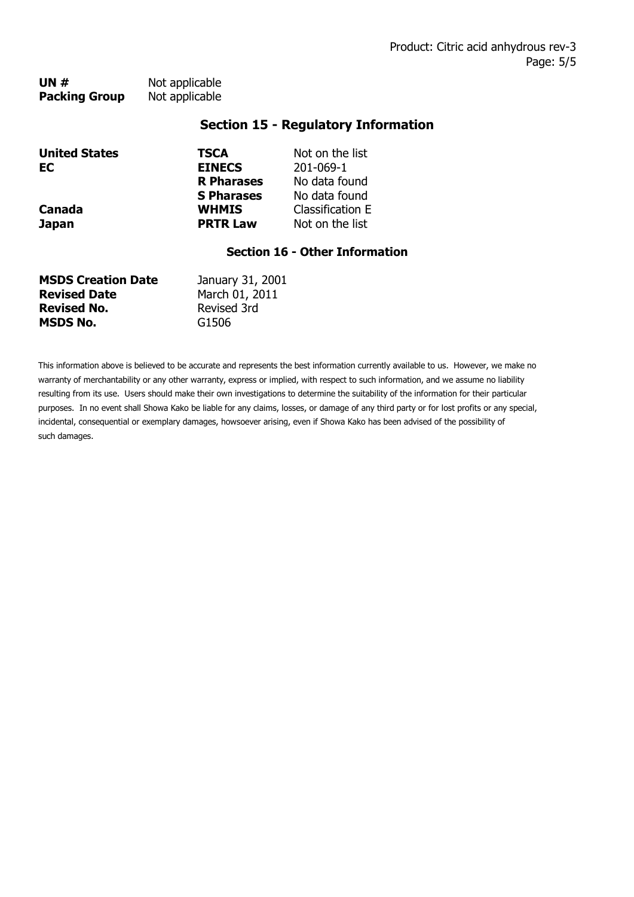| | |
|---|---|
| **UN #** | Not applicable |
| **Packing Group** | Not applicable |

## Section 15 - Regulatory Information

| | | |
|---|---|---|
| **United States** | **TSCA** | Not on the list |
| **EC** | **EINECS** | 201-069-1 |
| | **R Pharases** | No data found |
| | **S Pharases** | No data found |
| **Canada** | **WHMIS** | Classification E |
| **Japan** | **PRTR Law** | Not on the list |

## Section 16 - Other Information

| | |
|---|---|
| **MSDS Creation Date** | January 31, 2001 |
| **Revised Date** | March 01, 2011 |
| **Revised No.** | Revised 3rd |
| **MSDS No.** | G1506 |

This information above is believed to be accurate and represents the best information currently available to us. However, we make no warranty of merchantability or any other warranty, express or implied, with respect to such information, and we assume no liability resulting from its use. Users should make their own investigations to determine the suitability of the information for their particular purposes. In no event shall Showa Kako be liable for any claims, losses, or damage of any third party or for lost profits or any special, incidental, consequential or exemplary damages, howsoever arising, even if Showa Kako has been advised of the possibility of such damages.